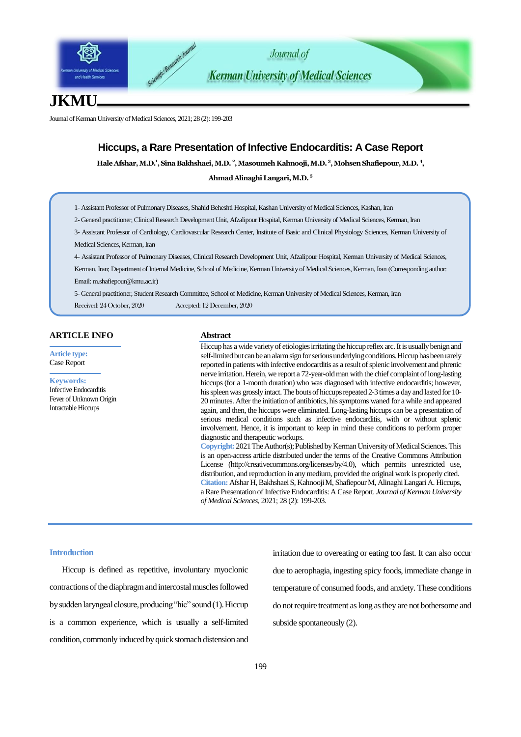# Hiccups, a Rare Presentation of Infective Endocarditis: A Case Report

**Hale Afshar, M.D.[1], Sina Bakhshaei, M.D.[2], Masoumeh Kahnooji, M.D.[3], Mohsen Shafiepour, M.D.[4], Ahmad Alinaghi Langari, M.D.[5]**

1- Assistant Professor of Pulmonary Diseases, Shahid Beheshti Hospital, Kashan University of Medical Sciences, Kashan, Iran

2- General practitioner, Clinical Research Development Unit, Afzalipour Hospital, Kerman University of Medical Sciences, Kerman, Iran

3- Assistant Professor of Cardiology, Cardiovascular Research Center, Institute of Basic and Clinical Physiology Sciences, Kerman University of Medical Sciences, Kerman, Iran

4- Assistant Professor of Pulmonary Diseases, Clinical Research Development Unit, Afzalipour Hospital, Kerman University of Medical Sciences, Kerman, Iran; Department of Internal Medicine, School of Medicine, Kerman University of Medical Sciences, Kerman, Iran (Corresponding author: Email: m.shafiepour@kmu.ac.ir)

5- General practitioner, Student Research Committee, School of Medicine, Kerman University of Medical Sciences, Kerman, Iran

Received: 24 October, 2020 Accepted: 12 December, 2020

## ARTICLE INFO

**Article type:**
Case Report

**Keywords:**
Infective Endocarditis
Fever of Unknown Origin
Intractable Hiccups

## Abstract

Hiccup has a wide variety of etiologies irritating the hiccup reflex arc. It is usually benign and self-limited but can be an alarm sign for serious underlying conditions. Hiccup has been rarely reported in patients with infective endocarditis as a result of splenic involvement and phrenic nerve irritation. Herein, we report a 72-year-old man with the chief complaint of long-lasting hiccups (for a 1-month duration) who was diagnosed with infective endocarditis; however, his spleen was grossly intact. The bouts of hiccups repeated 2-3 times a day and lasted for 10-20 minutes. After the initiation of antibiotics, his symptoms waned for a while and appeared again, and then, the hiccups were eliminated. Long-lasting hiccups can be a presentation of serious medical conditions such as infective endocarditis, with or without splenic involvement. Hence, it is important to keep in mind these conditions to perform proper diagnostic and therapeutic workups.

**Copyright:** 2021 The Author(s); Published by Kerman University of Medical Sciences. This is an open-access article distributed under the terms of the Creative Commons Attribution License (http://creativecommons.org/licenses/by/4.0), which permits unrestricted use, distribution, and reproduction in any medium, provided the original work is properly cited.

**Citation:** Afshar H, Bakhshaei S, Kahnooji M, Shafiepour M, Alinaghi Langari A. Hiccups, a Rare Presentation of Infective Endocarditis: A Case Report. *Journal of Kerman University of Medical Sciences*, 2021; 28 (2): 199-203.

## Introduction

Hiccup is defined as repetitive, involuntary myoclonic contractions of the diaphragm and intercostal muscles followed by sudden laryngeal closure, producing "hic" sound (1). Hiccup is a common experience, which is usually a self-limited condition, commonly induced by quick stomach distension and irritation due to overeating or eating too fast. It can also occur due to aerophagia, ingesting spicy foods, immediate change in temperature of consumed foods, and anxiety. These conditions do not require treatment as long as they are not bothersome and subside spontaneously (2).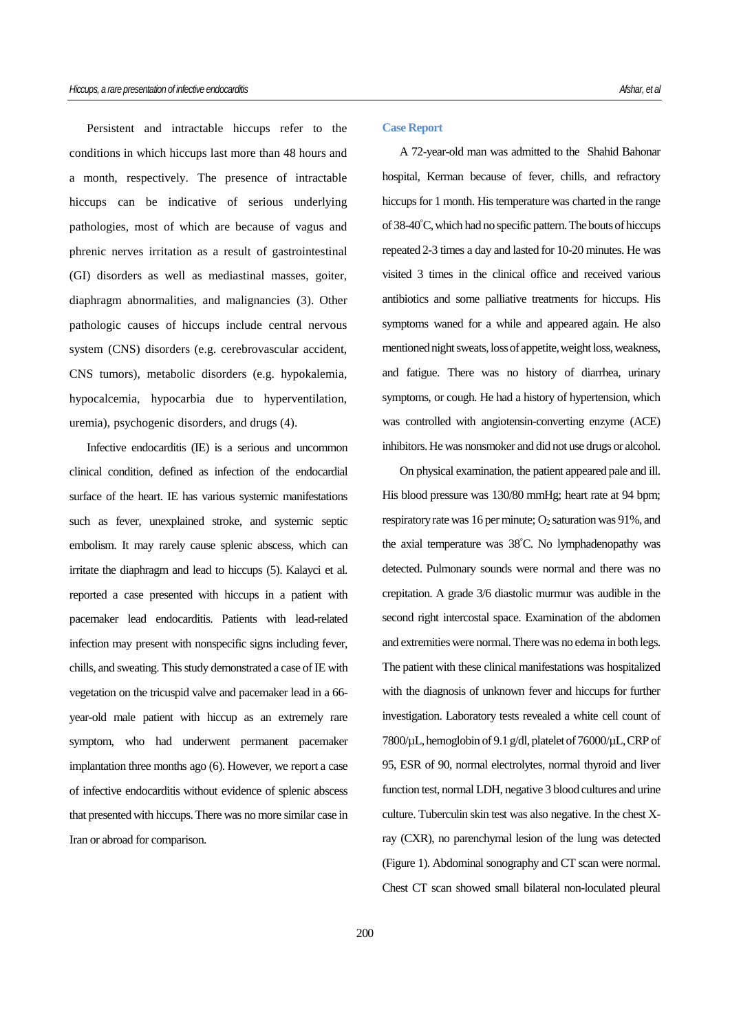Persistent and intractable hiccups refer to the conditions in which hiccups last more than 48 hours and a month, respectively. The presence of intractable hiccups can be indicative of serious underlying pathologies, most of which are because of vagus and phrenic nerves irritation as a result of gastrointestinal (GI) disorders as well as mediastinal masses, goiter, diaphragm abnormalities, and malignancies (3). Other pathologic causes of hiccups include central nervous system (CNS) disorders (e.g. cerebrovascular accident, CNS tumors), metabolic disorders (e.g. hypokalemia, hypocalcemia, hypocarbia due to hyperventilation, uremia), psychogenic disorders, and drugs (4).

Infective endocarditis (IE) is a serious and uncommon clinical condition, defined as infection of the endocardial surface of the heart. IE has various systemic manifestations such as fever, unexplained stroke, and systemic septic embolism. It may rarely cause splenic abscess, which can irritate the diaphragm and lead to hiccups (5). Kalayci et al. reported a case presented with hiccups in a patient with pacemaker lead endocarditis. Patients with lead-related infection may present with nonspecific signs including fever, chills, and sweating. This study demonstrated a case of IE with vegetation on the tricuspid valve and pacemaker lead in a 66-year-old male patient with hiccup as an extremely rare symptom, who had underwent permanent pacemaker implantation three months ago (6). However, we report a case of infective endocarditis without evidence of splenic abscess that presented with hiccups. There was no more similar case in Iran or abroad for comparison.

## Case Report

A 72-year-old man was admitted to the Shahid Bahonar hospital, Kerman because of fever, chills, and refractory hiccups for 1 month. His temperature was charted in the range of 38-40°C, which had no specific pattern. The bouts of hiccups repeated 2-3 times a day and lasted for 10-20 minutes. He was visited 3 times in the clinical office and received various antibiotics and some palliative treatments for hiccups. His symptoms waned for a while and appeared again. He also mentioned night sweats, loss of appetite, weight loss, weakness, and fatigue. There was no history of diarrhea, urinary symptoms, or cough. He had a history of hypertension, which was controlled with angiotensin-converting enzyme (ACE) inhibitors. He was nonsmoker and did not use drugs or alcohol.

On physical examination, the patient appeared pale and ill. His blood pressure was 130/80 mmHg; heart rate at 94 bpm; respiratory rate was 16 per minute; $O_2$ saturation was 91%, and the axial temperature was 38°C. No lymphadenopathy was detected. Pulmonary sounds were normal and there was no crepitation. A grade 3/6 diastolic murmur was audible in the second right intercostal space. Examination of the abdomen and extremities were normal. There was no edema in both legs. The patient with these clinical manifestations was hospitalized with the diagnosis of unknown fever and hiccups for further investigation. Laboratory tests revealed a white cell count of 7800/µL, hemoglobin of 9.1 g/dl, platelet of 76000/µL, CRP of 95, ESR of 90, normal electrolytes, normal thyroid and liver function test, normal LDH, negative 3 blood cultures and urine culture. Tuberculin skin test was also negative. In the chest X-ray (CXR), no parenchymal lesion of the lung was detected (Figure 1). Abdominal sonography and CT scan were normal. Chest CT scan showed small bilateral non-loculated pleural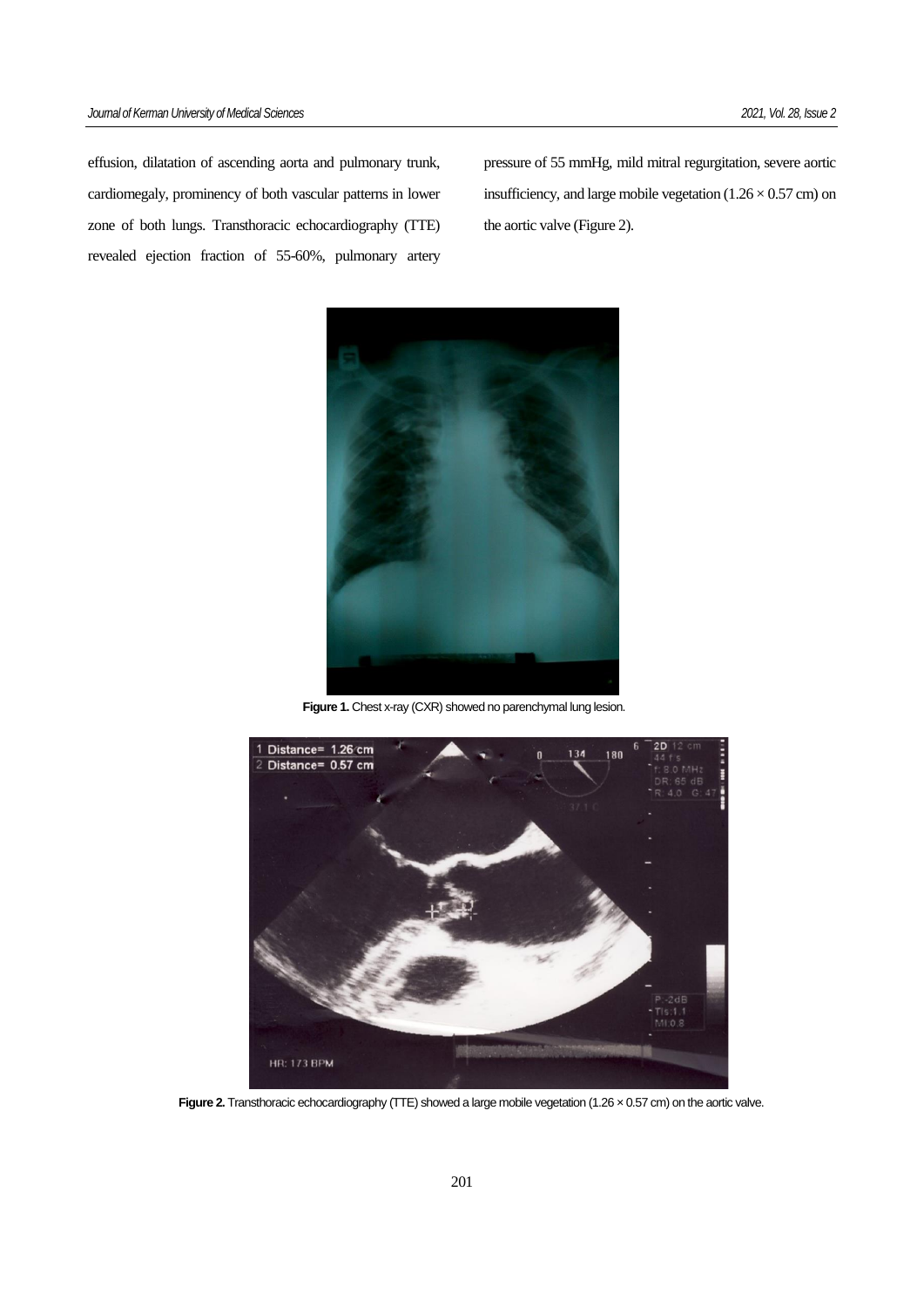effusion, dilatation of ascending aorta and pulmonary trunk, cardiomegaly, prominency of both vascular patterns in lower zone of both lungs. Transthoracic echocardiography (TTE) revealed ejection fraction of 55-60%, pulmonary artery pressure of 55 mmHg, mild mitral regurgitation, severe aortic insufficiency, and large mobile vegetation (1.26 × 0.57 cm) on the aortic valve (Figure 2).

**Figure 1.** Chest x-ray (CXR) showed no parenchymal lung lesion.

**Figure 2.** Transthoracic echocardiography (TTE) showed a large mobile vegetation (1.26 × 0.57 cm) on the aortic valve.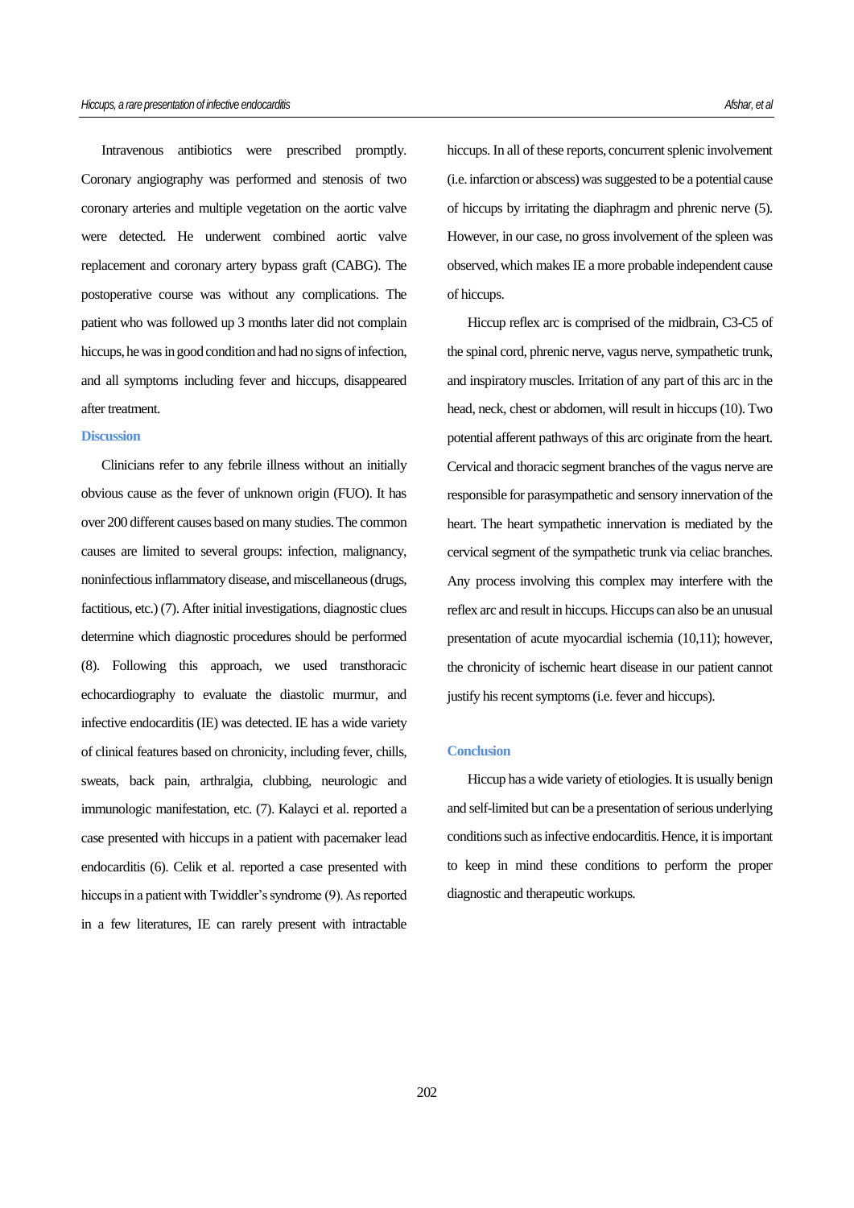Intravenous antibiotics were prescribed promptly. Coronary angiography was performed and stenosis of two coronary arteries and multiple vegetation on the aortic valve were detected. He underwent combined aortic valve replacement and coronary artery bypass graft (CABG). The postoperative course was without any complications. The patient who was followed up 3 months later did not complain hiccups, he was in good condition and had no signs of infection, and all symptoms including fever and hiccups, disappeared after treatment.

## Discussion

Clinicians refer to any febrile illness without an initially obvious cause as the fever of unknown origin (FUO). It has over 200 different causes based on many studies. The common causes are limited to several groups: infection, malignancy, noninfectious inflammatory disease, and miscellaneous (drugs, factitious, etc.) (7). After initial investigations, diagnostic clues determine which diagnostic procedures should be performed (8). Following this approach, we used transthoracic echocardiography to evaluate the diastolic murmur, and infective endocarditis (IE) was detected. IE has a wide variety of clinical features based on chronicity, including fever, chills, sweats, back pain, arthralgia, clubbing, neurologic and immunologic manifestation, etc. (7). Kalayci et al. reported a case presented with hiccups in a patient with pacemaker lead endocarditis (6). Celik et al. reported a case presented with hiccups in a patient with Twiddler's syndrome (9). As reported in a few literatures, IE can rarely present with intractable hiccups. In all of these reports, concurrent splenic involvement (i.e. infarction or abscess) was suggested to be a potential cause of hiccups by irritating the diaphragm and phrenic nerve (5). However, in our case, no gross involvement of the spleen was observed, which makes IE a more probable independent cause of hiccups.

Hiccup reflex arc is comprised of the midbrain, C3-C5 of the spinal cord, phrenic nerve, vagus nerve, sympathetic trunk, and inspiratory muscles. Irritation of any part of this arc in the head, neck, chest or abdomen, will result in hiccups (10). Two potential afferent pathways of this arc originate from the heart. Cervical and thoracic segment branches of the vagus nerve are responsible for parasympathetic and sensory innervation of the heart. The heart sympathetic innervation is mediated by the cervical segment of the sympathetic trunk via celiac branches. Any process involving this complex may interfere with the reflex arc and result in hiccups. Hiccups can also be an unusual presentation of acute myocardial ischemia (10,11); however, the chronicity of ischemic heart disease in our patient cannot justify his recent symptoms (i.e. fever and hiccups).

## Conclusion

Hiccup has a wide variety of etiologies. It is usually benign and self-limited but can be a presentation of serious underlying conditions such as infective endocarditis. Hence, it is important to keep in mind these conditions to perform the proper diagnostic and therapeutic workups.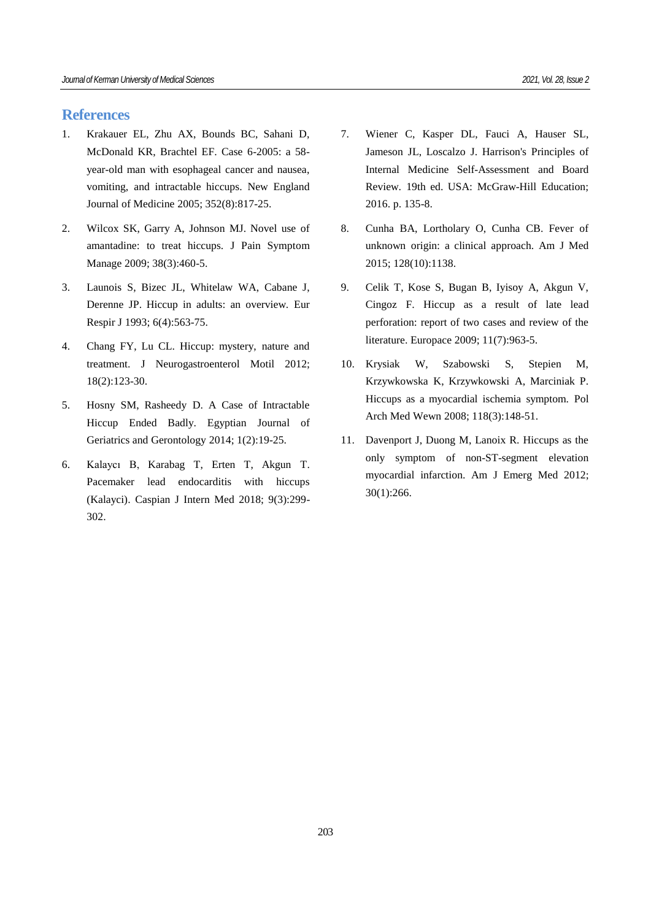## References

1. Krakauer EL, Zhu AX, Bounds BC, Sahani D, McDonald KR, Brachtel EF. Case 6-2005: a 58-year-old man with esophageal cancer and nausea, vomiting, and intractable hiccups. New England Journal of Medicine 2005; 352(8):817-25.
2. Wilcox SK, Garry A, Johnson MJ. Novel use of amantadine: to treat hiccups. J Pain Symptom Manage 2009; 38(3):460-5.
3. Launois S, Bizec JL, Whitelaw WA, Cabane J, Derenne JP. Hiccup in adults: an overview. Eur Respir J 1993; 6(4):563-75.
4. Chang FY, Lu CL. Hiccup: mystery, nature and treatment. J Neurogastroenterol Motil 2012; 18(2):123-30.
5. Hosny SM, Rasheedy D. A Case of Intractable Hiccup Ended Badly. Egyptian Journal of Geriatrics and Gerontology 2014; 1(2):19-25.
6. Kalaycı B, Karabag T, Erten T, Akgun T. Pacemaker lead endocarditis with hiccups (Kalayci). Caspian J Intern Med 2018; 9(3):299-302.
7. Wiener C, Kasper DL, Fauci A, Hauser SL, Jameson JL, Loscalzo J. Harrison's Principles of Internal Medicine Self-Assessment and Board Review. 19th ed. USA: McGraw-Hill Education; 2016. p. 135-8.
8. Cunha BA, Lortholary O, Cunha CB. Fever of unknown origin: a clinical approach. Am J Med 2015; 128(10):1138.
9. Celik T, Kose S, Bugan B, Iyisoy A, Akgun V, Cingoz F. Hiccup as a result of late lead perforation: report of two cases and review of the literature. Europace 2009; 11(7):963-5.
10. Krysiak W, Szabowski S, Stepien M, Krzywkowska K, Krzywkowski A, Marciniak P. Hiccups as a myocardial ischemia symptom. Pol Arch Med Wewn 2008; 118(3):148-51.
11. Davenport J, Duong M, Lanoix R. Hiccups as the only symptom of non-ST-segment elevation myocardial infarction. Am J Emerg Med 2012; 30(1):266.